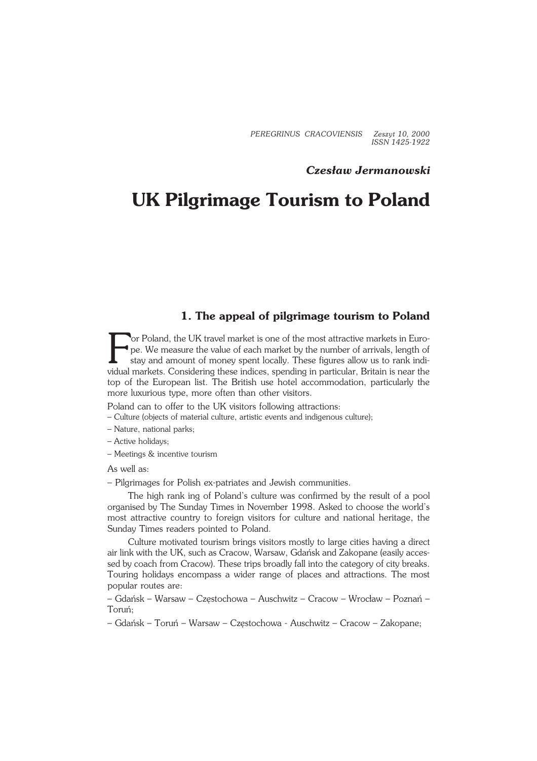*Czesław Jermanowski*

# UK Pilgrimage Tourism to Poland

## 1. The appeal of pilgrimage tourism to Poland

For Poland, the UK travel market is one of the most attractive markets in Europe. We measure the value of each market by the number of arrivals, length of stay and amount of money spent locally. These figures allow us to rank individual markets. Considering these indices, spending in particular, Britain is near the top of the European list. The British use hotel accommodation, particularly the more luxurious type, more often than other visitors.

Poland can to offer to the UK visitors following attractions:

– Culture (objects of material culture, artistic events and indigenous culture);

– Nature, national parks;

– Active holidays;

– Meetings & incentive tourism

As well as:

– Pilgrimages for Polish ex-patriates and Jewish communities.

The high rank ing of Poland's culture was confirmed by the result of a pool organised by The Sunday Times in November 1998. Asked to choose the world's most attractive country to foreign visitors for culture and national heritage, the Sunday Times readers pointed to Poland.

Culture motivated tourism brings visitors mostly to large cities having a direct air link with the UK, such as Cracow, Warsaw, Gdańsk and Zakopane (easily accessed by coach from Cracow). These trips broadly fall into the category of city breaks. Touring holidays encompass a wider range of places and attractions. The most popular routes are:

– Gdańsk – Warsaw – Częstochowa – Auschwitz – Cracow – Wrocław – Poznań – Toruń;

– Gdańsk – Toruń – Warsaw – Częstochowa - Auschwitz – Cracow – Zakopane;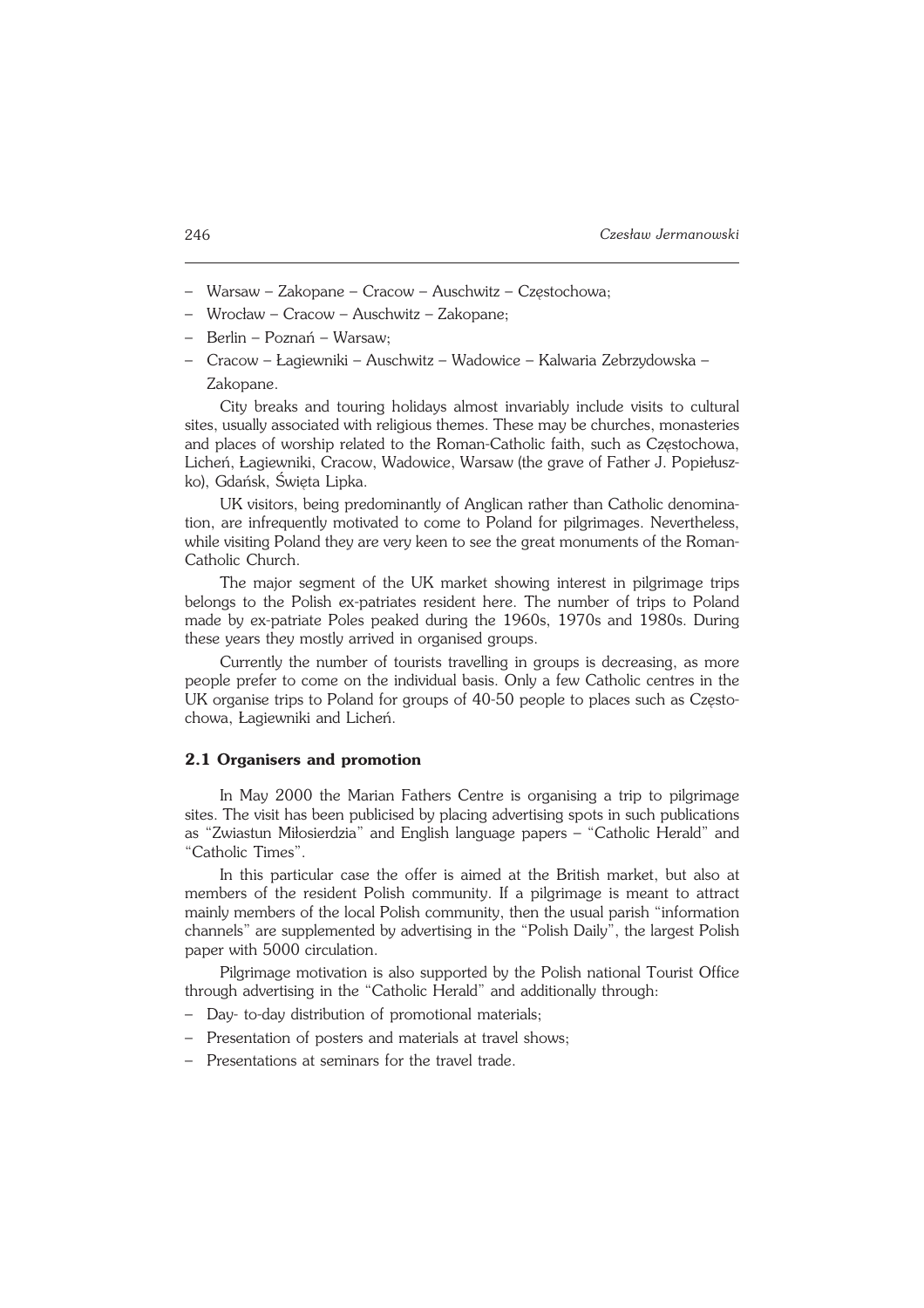- Warsaw – Zakopane – Cracow – Auschwitz – Częstochowa;
- Wrocław – Cracow – Auschwitz – Zakopane;
- Berlin – Poznań – Warsaw;
- Cracow – Łagiewniki – Auschwitz – Wadowice – Kalwaria Zebrzydowska – Zakopane.

City breaks and touring holidays almost invariably include visits to cultural sites, usually associated with religious themes. These may be churches, monasteries and places of worship related to the Roman-Catholic faith, such as Częstochowa, Licheń, Łagiewniki, Cracow, Wadowice, Warsaw (the grave of Father J. Popiełuszko), Gdańsk, Święta Lipka.

UK visitors, being predominantly of Anglican rather than Catholic denomination, are infrequently motivated to come to Poland for pilgrimages. Nevertheless, while visiting Poland they are very keen to see the great monuments of the Roman-Catholic Church.

The major segment of the UK market showing interest in pilgrimage trips belongs to the Polish ex-patriates resident here. The number of trips to Poland made by ex-patriate Poles peaked during the 1960s, 1970s and 1980s. During these years they mostly arrived in organised groups.

Currently the number of tourists travelling in groups is decreasing, as more people prefer to come on the individual basis. Only a few Catholic centres in the UK organise trips to Poland for groups of 40-50 people to places such as Częstochowa, Łagiewniki and Licheń.

### 2.1 Organisers and promotion

In May 2000 the Marian Fathers Centre is organising a trip to pilgrimage sites. The visit has been publicised by placing advertising spots in such publications as "Zwiastun Miłosierdzia" and English language papers – "Catholic Herald" and "Catholic Times".

In this particular case the offer is aimed at the British market, but also at members of the resident Polish community. If a pilgrimage is meant to attract mainly members of the local Polish community, then the usual parish "information channels" are supplemented by advertising in the "Polish Daily", the largest Polish paper with 5000 circulation.

Pilgrimage motivation is also supported by the Polish national Tourist Office through advertising in the "Catholic Herald" and additionally through:

- Day- to-day distribution of promotional materials;
- Presentation of posters and materials at travel shows;
- Presentations at seminars for the travel trade.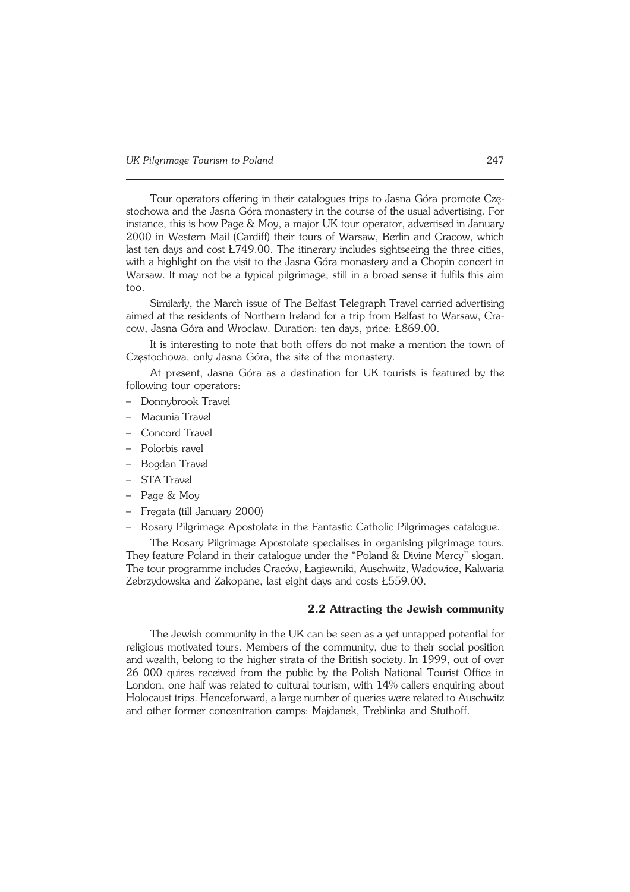Tour operators offering in their catalogues trips to Jasna Góra promote Częstochowa and the Jasna Góra monastery in the course of the usual advertising. For instance, this is how Page & Moy, a major UK tour operator, advertised in January 2000 in Western Mail (Cardiff) their tours of Warsaw, Berlin and Cracow, which last ten days and cost Ł749.00. The itinerary includes sightseeing the three cities, with a highlight on the visit to the Jasna Góra monastery and a Chopin concert in Warsaw. It may not be a typical pilgrimage, still in a broad sense it fulfils this aim too.

Similarly, the March issue of The Belfast Telegraph Travel carried advertising aimed at the residents of Northern Ireland for a trip from Belfast to Warsaw, Cracow, Jasna Góra and Wrocław. Duration: ten days, price: Ł869.00.

It is interesting to note that both offers do not make a mention the town of Częstochowa, only Jasna Góra, the site of the monastery.

At present, Jasna Góra as a destination for UK tourists is featured by the following tour operators:

- Donnybrook Travel
- Macunia Travel
- Concord Travel
- Polorbis ravel
- Bogdan Travel
- STA Travel
- Page & Moy
- Fregata (till January 2000)
- Rosary Pilgrimage Apostolate in the Fantastic Catholic Pilgrimages catalogue.

The Rosary Pilgrimage Apostolate specialises in organising pilgrimage tours. They feature Poland in their catalogue under the "Poland & Divine Mercy" slogan. The tour programme includes Craców, Łagiewniki, Auschwitz, Wadowice, Kalwaria Zebrzydowska and Zakopane, last eight days and costs Ł559.00.

### 2.2 Attracting the Jewish community

The Jewish community in the UK can be seen as a yet untapped potential for religious motivated tours. Members of the community, due to their social position and wealth, belong to the higher strata of the British society. In 1999, out of over 26 000 quires received from the public by the Polish National Tourist Office in London, one half was related to cultural tourism, with 14% callers enquiring about Holocaust trips. Henceforward, a large number of queries were related to Auschwitz and other former concentration camps: Majdanek, Treblinka and Stuthoff.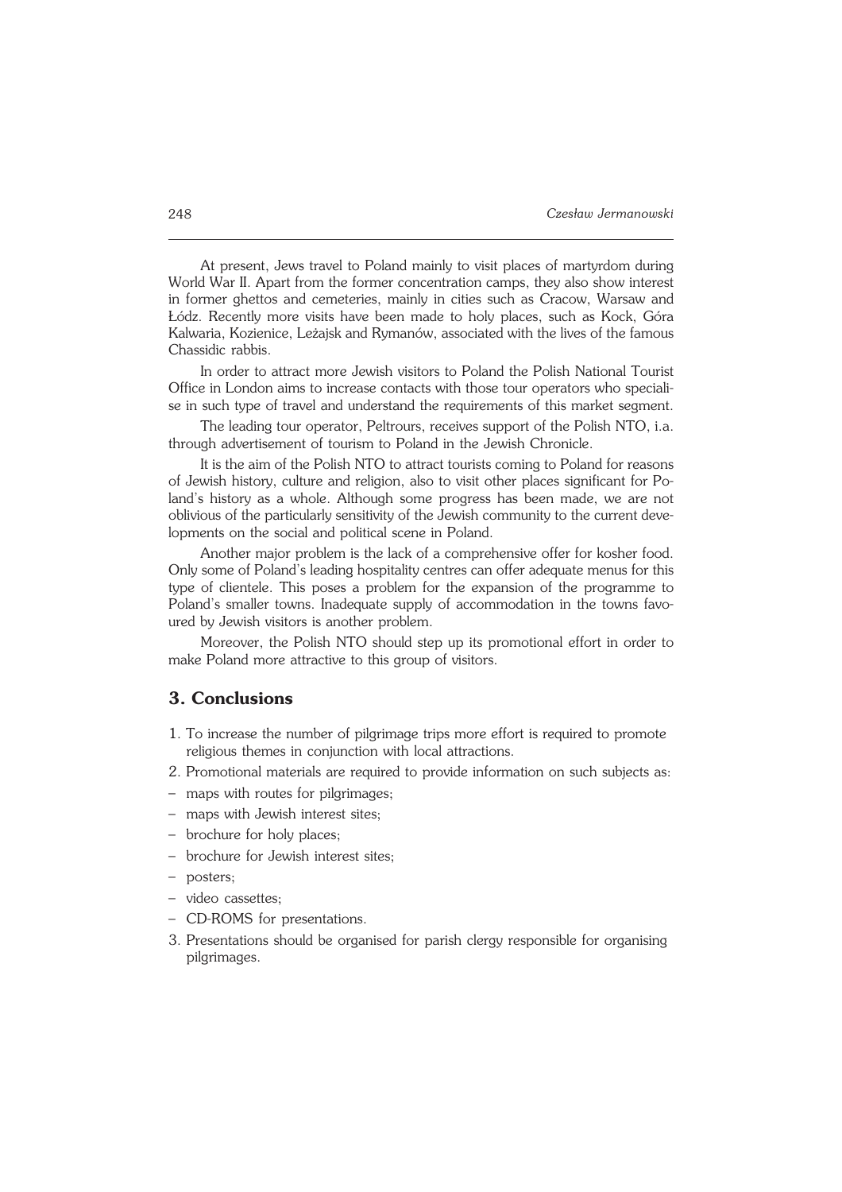At present, Jews travel to Poland mainly to visit places of martyrdom during World War II. Apart from the former concentration camps, they also show interest in former ghettos and cemeteries, mainly in cities such as Cracow, Warsaw and Łódz. Recently more visits have been made to holy places, such as Kock, Góra Kalwaria, Kozienice, Leżajsk and Rymanów, associated with the lives of the famous Chassidic rabbis.

In order to attract more Jewish visitors to Poland the Polish National Tourist Office in London aims to increase contacts with those tour operators who specialise in such type of travel and understand the requirements of this market segment.

The leading tour operator, Peltrours, receives support of the Polish NTO, i.a. through advertisement of tourism to Poland in the Jewish Chronicle.

It is the aim of the Polish NTO to attract tourists coming to Poland for reasons of Jewish history, culture and religion, also to visit other places significant for Poland's history as a whole. Although some progress has been made, we are not oblivious of the particularly sensitivity of the Jewish community to the current developments on the social and political scene in Poland.

Another major problem is the lack of a comprehensive offer for kosher food. Only some of Poland's leading hospitality centres can offer adequate menus for this type of clientele. This poses a problem for the expansion of the programme to Poland's smaller towns. Inadequate supply of accommodation in the towns favoured by Jewish visitors is another problem.

Moreover, the Polish NTO should step up its promotional effort in order to make Poland more attractive to this group of visitors.

## 3. Conclusions

1. To increase the number of pilgrimage trips more effort is required to promote religious themes in conjunction with local attractions.
2. Promotional materials are required to provide information on such subjects as:
- maps with routes for pilgrimages;
- maps with Jewish interest sites;
- brochure for holy places;
- brochure for Jewish interest sites;
- posters;
- video cassettes;
- CD-ROMS for presentations.
3. Presentations should be organised for parish clergy responsible for organising pilgrimages.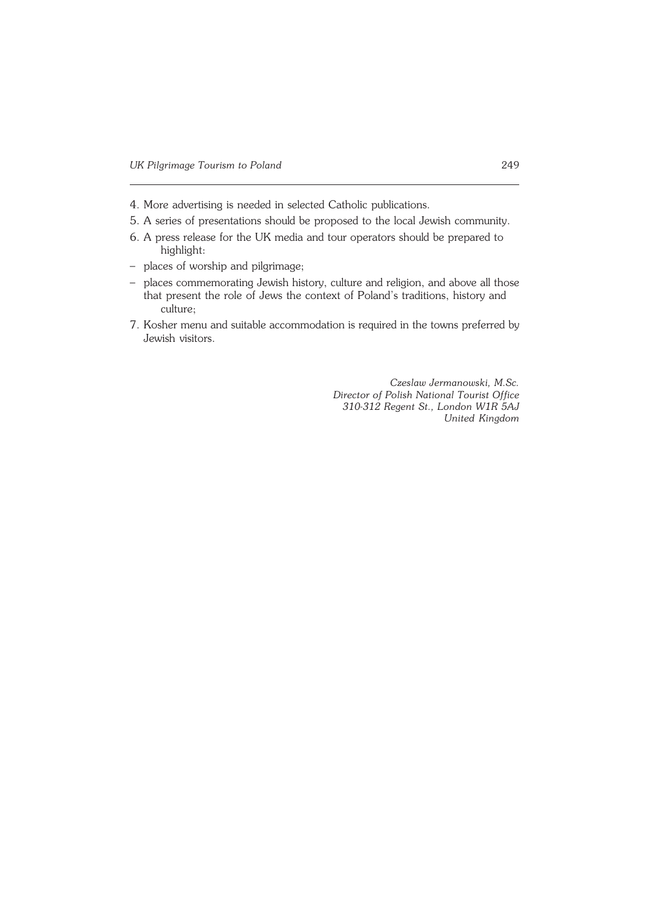4. More advertising is needed in selected Catholic publications.
5. A series of presentations should be proposed to the local Jewish community.
6. A press release for the UK media and tour operators should be prepared to highlight:

- places of worship and pilgrimage;
- places commemorating Jewish history, culture and religion, and above all those that present the role of Jews the context of Poland's traditions, history and culture;

7. Kosher menu and suitable accommodation is required in the towns preferred by Jewish visitors.

*Czeslaw Jermanowski, M.Sc.*
*Director of Polish National Tourist Office*
*310-312 Regent St., London W1R 5AJ*
*United Kingdom*